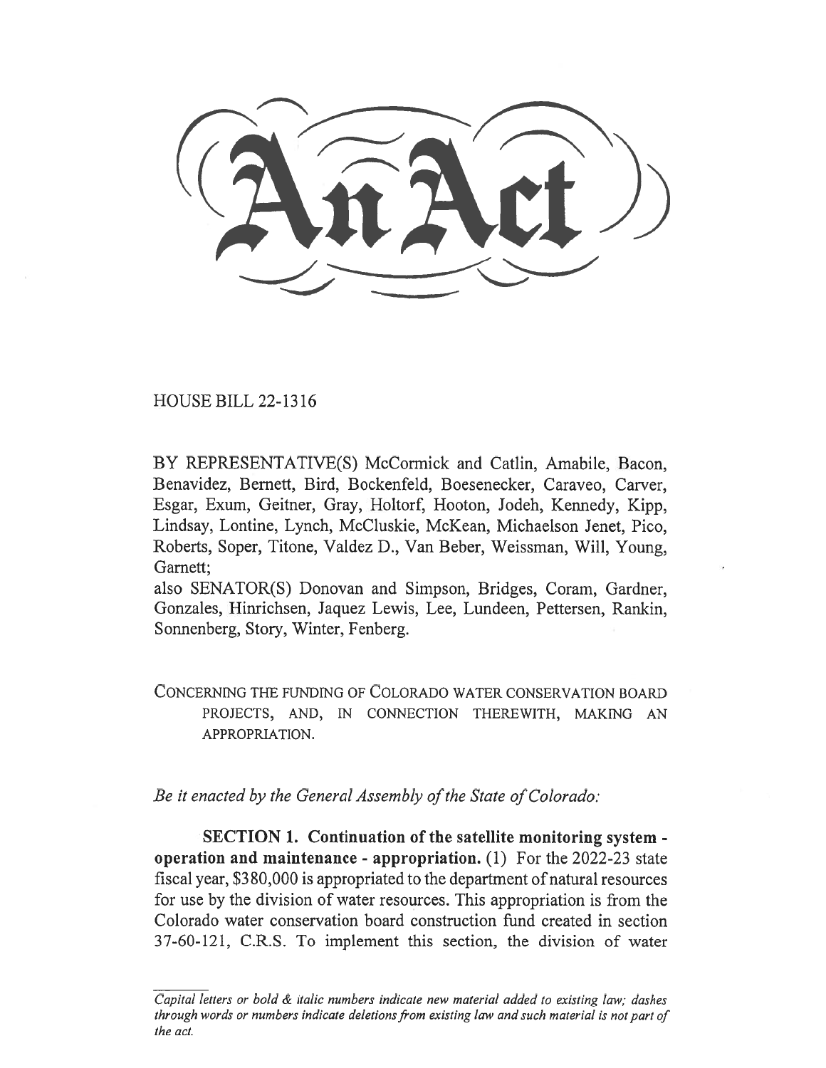# An Act

HOUSE BILL 22-1316

BY REPRESENTATIVE(S) McCormick and Catlin, Amabile, Bacon, Benavidez, Bernett, Bird, Bockenfeld, Boesenecker, Caraveo, Carver, Esgar, Exum, Geitner, Gray, Holtorf, Hooton, Jodeh, Kennedy, Kipp, Lindsay, Lontine, Lynch, McCluskie, McKean, Michaelson Jenet, Pico, Roberts, Soper, Titone, Valdez D., Van Beber, Weissman, Will, Young, Garnett;
also SENATOR(S) Donovan and Simpson, Bridges, Coram, Gardner, Gonzales, Hinrichsen, Jaquez Lewis, Lee, Lundeen, Pettersen, Rankin, Sonnenberg, Story, Winter, Fenberg.

CONCERNING THE FUNDING OF COLORADO WATER CONSERVATION BOARD PROJECTS, AND, IN CONNECTION THEREWITH, MAKING AN APPROPRIATION.

*Be it enacted by the General Assembly of the State of Colorado:*

**SECTION 1. Continuation of the satellite monitoring system - operation and maintenance - appropriation.** (1) For the 2022-23 state fiscal year, $380,000 is appropriated to the department of natural resources for use by the division of water resources. This appropriation is from the Colorado water conservation board construction fund created in section 37-60-121, C.R.S. To implement this section, the division of water

*Capital letters or bold & italic numbers indicate new material added to existing law; dashes through words or numbers indicate deletions from existing law and such material is not part of the act.*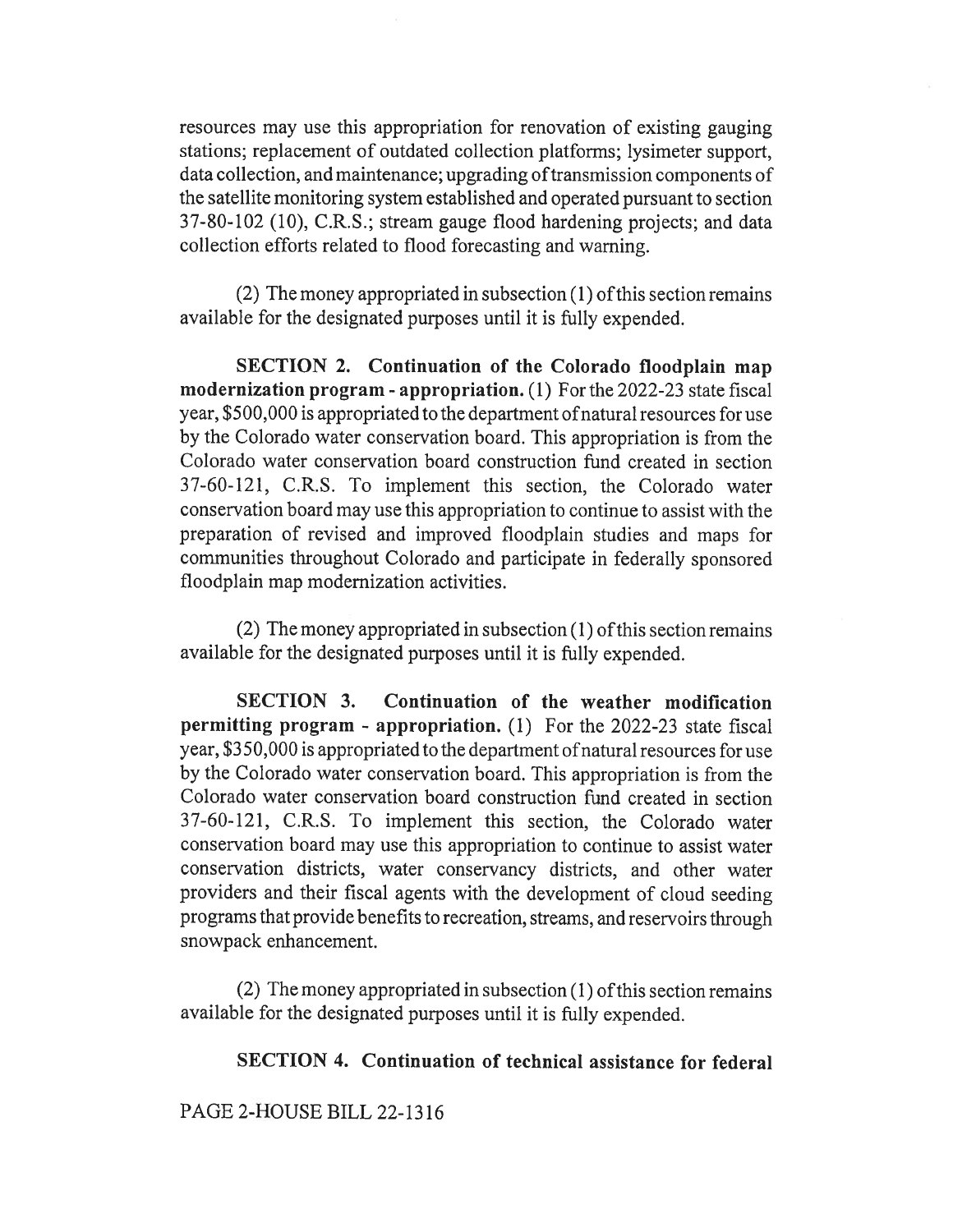resources may use this appropriation for renovation of existing gauging stations; replacement of outdated collection platforms; lysimeter support, data collection, and maintenance; upgrading of transmission components of the satellite monitoring system established and operated pursuant to section 37-80-102 (10), C.R.S.; stream gauge flood hardening projects; and data collection efforts related to flood forecasting and warning.

(2) The money appropriated in subsection (1) of this section remains available for the designated purposes until it is fully expended.

**SECTION 2. Continuation of the Colorado floodplain map modernization program - appropriation.** (1) For the 2022-23 state fiscal year, $500,000 is appropriated to the department of natural resources for use by the Colorado water conservation board. This appropriation is from the Colorado water conservation board construction fund created in section 37-60-121, C.R.S. To implement this section, the Colorado water conservation board may use this appropriation to continue to assist with the preparation of revised and improved floodplain studies and maps for communities throughout Colorado and participate in federally sponsored floodplain map modernization activities.

(2) The money appropriated in subsection (1) of this section remains available for the designated purposes until it is fully expended.

**SECTION 3. Continuation of the weather modification permitting program - appropriation.** (1) For the 2022-23 state fiscal year, $350,000 is appropriated to the department of natural resources for use by the Colorado water conservation board. This appropriation is from the Colorado water conservation board construction fund created in section 37-60-121, C.R.S. To implement this section, the Colorado water conservation board may use this appropriation to continue to assist water conservation districts, water conservancy districts, and other water providers and their fiscal agents with the development of cloud seeding programs that provide benefits to recreation, streams, and reservoirs through snowpack enhancement.

(2) The money appropriated in subsection (1) of this section remains available for the designated purposes until it is fully expended.

**SECTION 4. Continuation of technical assistance for federal**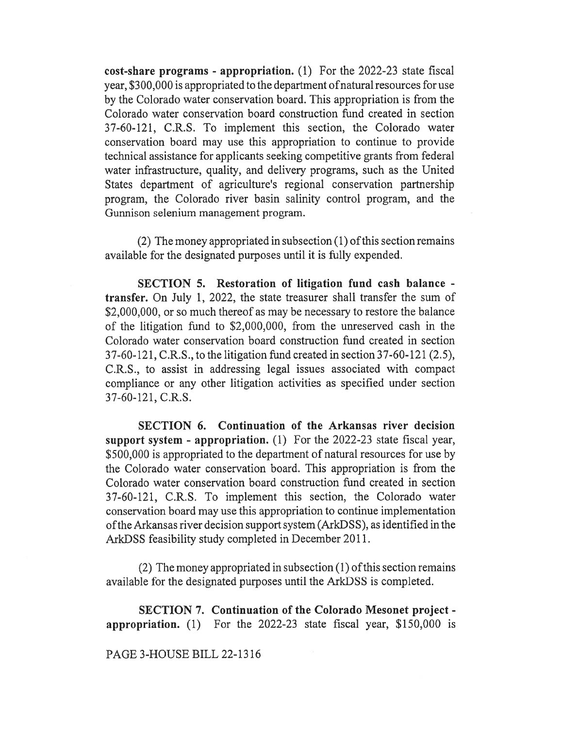**cost-share programs - appropriation.** (1) For the 2022-23 state fiscal year, $300,000 is appropriated to the department of natural resources for use by the Colorado water conservation board. This appropriation is from the Colorado water conservation board construction fund created in section 37-60-121, C.R.S. To implement this section, the Colorado water conservation board may use this appropriation to continue to provide technical assistance for applicants seeking competitive grants from federal water infrastructure, quality, and delivery programs, such as the United States department of agriculture's regional conservation partnership program, the Colorado river basin salinity control program, and the Gunnison selenium management program.

(2) The money appropriated in subsection (1) of this section remains available for the designated purposes until it is fully expended.

**SECTION 5. Restoration of litigation fund cash balance - transfer.** On July 1, 2022, the state treasurer shall transfer the sum of $2,000,000, or so much thereof as may be necessary to restore the balance of the litigation fund to $2,000,000, from the unreserved cash in the Colorado water conservation board construction fund created in section 37-60-121, C.R.S., to the litigation fund created in section 37-60-121 (2.5), C.R.S., to assist in addressing legal issues associated with compact compliance or any other litigation activities as specified under section 37-60-121, C.R.S.

**SECTION 6. Continuation of the Arkansas river decision support system - appropriation.** (1) For the 2022-23 state fiscal year, $500,000 is appropriated to the department of natural resources for use by the Colorado water conservation board. This appropriation is from the Colorado water conservation board construction fund created in section 37-60-121, C.R.S. To implement this section, the Colorado water conservation board may use this appropriation to continue implementation of the Arkansas river decision support system (ArkDSS), as identified in the ArkDSS feasibility study completed in December 2011.

(2) The money appropriated in subsection (1) of this section remains available for the designated purposes until the ArkDSS is completed.

**SECTION 7. Continuation of the Colorado Mesonet project - appropriation.** (1) For the 2022-23 state fiscal year, $150,000 is

PAGE 3-HOUSE BILL 22-1316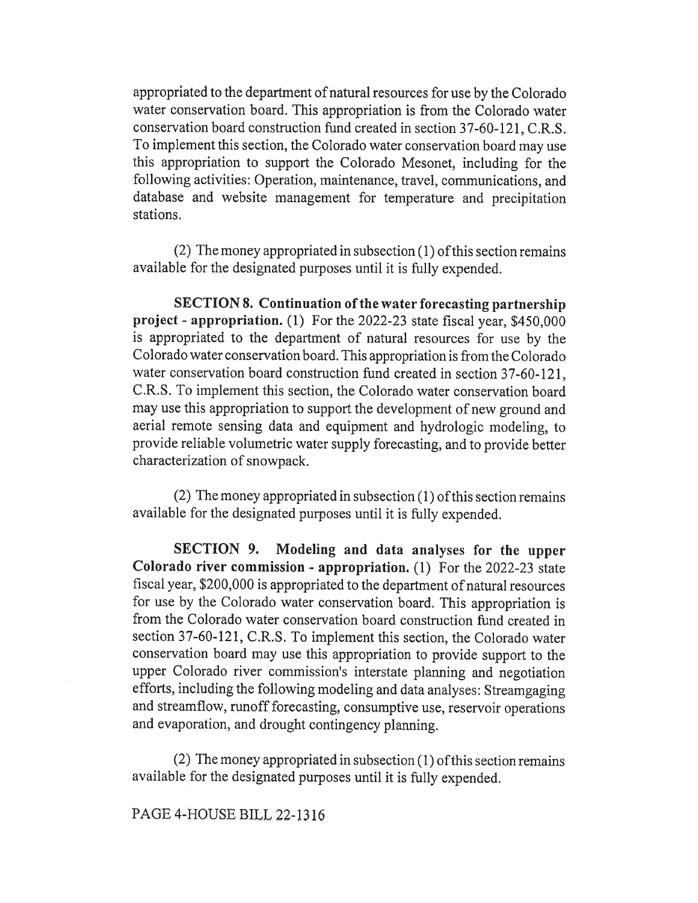appropriated to the department of natural resources for use by the Colorado water conservation board. This appropriation is from the Colorado water conservation board construction fund created in section 37-60-121, C.R.S. To implement this section, the Colorado water conservation board may use this appropriation to support the Colorado Mesonet, including for the following activities: Operation, maintenance, travel, communications, and database and website management for temperature and precipitation stations.

(2) The money appropriated in subsection (1) of this section remains available for the designated purposes until it is fully expended.

**SECTION 8. Continuation of the water forecasting partnership project - appropriation.** (1) For the 2022-23 state fiscal year, $450,000 is appropriated to the department of natural resources for use by the Colorado water conservation board. This appropriation is from the Colorado water conservation board construction fund created in section 37-60-121, C.R.S. To implement this section, the Colorado water conservation board may use this appropriation to support the development of new ground and aerial remote sensing data and equipment and hydrologic modeling, to provide reliable volumetric water supply forecasting, and to provide better characterization of snowpack.

(2) The money appropriated in subsection (1) of this section remains available for the designated purposes until it is fully expended.

**SECTION 9. Modeling and data analyses for the upper Colorado river commission - appropriation.** (1) For the 2022-23 state fiscal year, $200,000 is appropriated to the department of natural resources for use by the Colorado water conservation board. This appropriation is from the Colorado water conservation board construction fund created in section 37-60-121, C.R.S. To implement this section, the Colorado water conservation board may use this appropriation to provide support to the upper Colorado river commission's interstate planning and negotiation efforts, including the following modeling and data analyses: Streamgaging and streamflow, runoff forecasting, consumptive use, reservoir operations and evaporation, and drought contingency planning.

(2) The money appropriated in subsection (1) of this section remains available for the designated purposes until it is fully expended.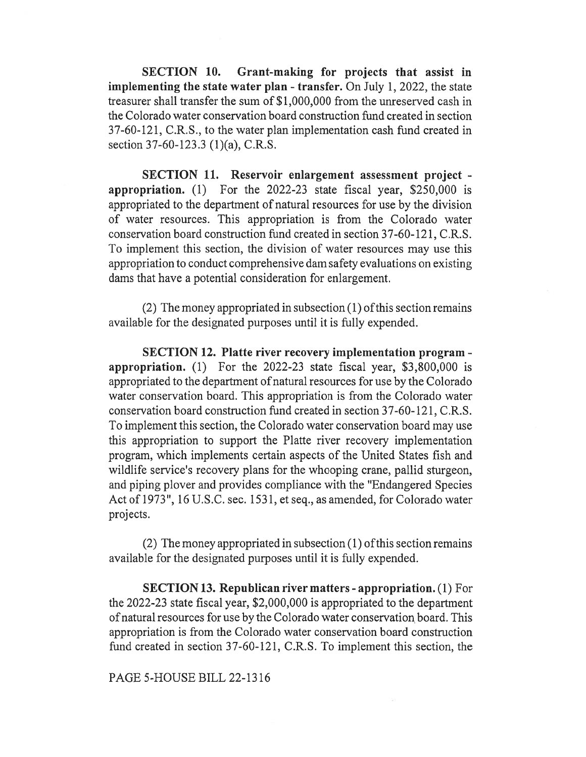**SECTION 10. Grant-making for projects that assist in implementing the state water plan - transfer.** On July 1, 2022, the state treasurer shall transfer the sum of $1,000,000 from the unreserved cash in the Colorado water conservation board construction fund created in section 37-60-121, C.R.S., to the water plan implementation cash fund created in section 37-60-123.3 (1)(a), C.R.S.

**SECTION 11. Reservoir enlargement assessment project - appropriation.** (1) For the 2022-23 state fiscal year, $250,000 is appropriated to the department of natural resources for use by the division of water resources. This appropriation is from the Colorado water conservation board construction fund created in section 37-60-121, C.R.S. To implement this section, the division of water resources may use this appropriation to conduct comprehensive dam safety evaluations on existing dams that have a potential consideration for enlargement.

(2) The money appropriated in subsection (1) of this section remains available for the designated purposes until it is fully expended.

**SECTION 12. Platte river recovery implementation program - appropriation.** (1) For the 2022-23 state fiscal year, $3,800,000 is appropriated to the department of natural resources for use by the Colorado water conservation board. This appropriation is from the Colorado water conservation board construction fund created in section 37-60-121, C.R.S. To implement this section, the Colorado water conservation board may use this appropriation to support the Platte river recovery implementation program, which implements certain aspects of the United States fish and wildlife service's recovery plans for the whooping crane, pallid sturgeon, and piping plover and provides compliance with the "Endangered Species Act of 1973", 16 U.S.C. sec. 1531, et seq., as amended, for Colorado water projects.

(2) The money appropriated in subsection (1) of this section remains available for the designated purposes until it is fully expended.

**SECTION 13. Republican river matters - appropriation.** (1) For the 2022-23 state fiscal year, $2,000,000 is appropriated to the department of natural resources for use by the Colorado water conservation board. This appropriation is from the Colorado water conservation board construction fund created in section 37-60-121, C.R.S. To implement this section, the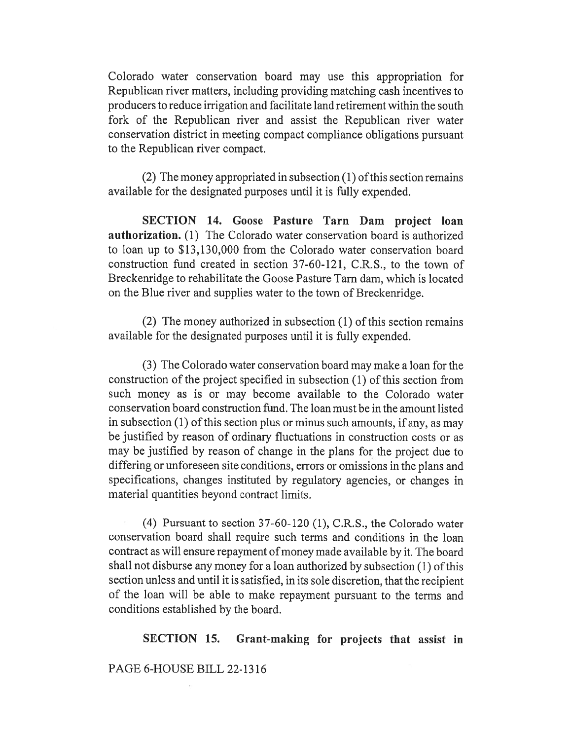Colorado water conservation board may use this appropriation for Republican river matters, including providing matching cash incentives to producers to reduce irrigation and facilitate land retirement within the south fork of the Republican river and assist the Republican river water conservation district in meeting compact compliance obligations pursuant to the Republican river compact.

(2) The money appropriated in subsection (1) of this section remains available for the designated purposes until it is fully expended.

**SECTION 14. Goose Pasture Tarn Dam project loan authorization.** (1) The Colorado water conservation board is authorized to loan up to $13,130,000 from the Colorado water conservation board construction fund created in section 37-60-121, C.R.S., to the town of Breckenridge to rehabilitate the Goose Pasture Tarn dam, which is located on the Blue river and supplies water to the town of Breckenridge.

(2) The money authorized in subsection (1) of this section remains available for the designated purposes until it is fully expended.

(3) The Colorado water conservation board may make a loan for the construction of the project specified in subsection (1) of this section from such money as is or may become available to the Colorado water conservation board construction fund. The loan must be in the amount listed in subsection (1) of this section plus or minus such amounts, if any, as may be justified by reason of ordinary fluctuations in construction costs or as may be justified by reason of change in the plans for the project due to differing or unforeseen site conditions, errors or omissions in the plans and specifications, changes instituted by regulatory agencies, or changes in material quantities beyond contract limits.

(4) Pursuant to section 37-60-120 (1), C.R.S., the Colorado water conservation board shall require such terms and conditions in the loan contract as will ensure repayment of money made available by it. The board shall not disburse any money for a loan authorized by subsection (1) of this section unless and until it is satisfied, in its sole discretion, that the recipient of the loan will be able to make repayment pursuant to the terms and conditions established by the board.

**SECTION 15. Grant-making for projects that assist in**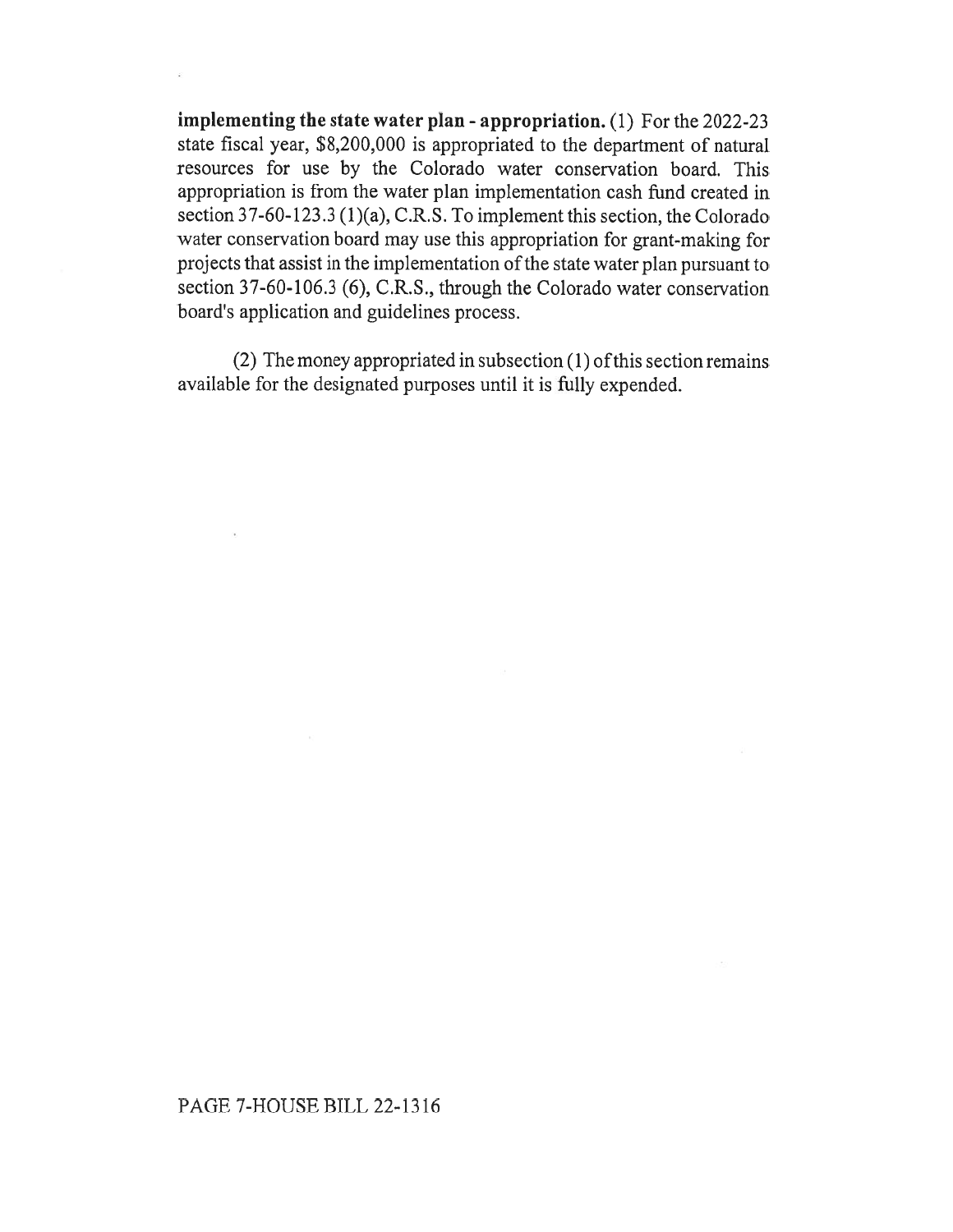**implementing the state water plan - appropriation.** (1) For the 2022-23 state fiscal year, $8,200,000 is appropriated to the department of natural resources for use by the Colorado water conservation board. This appropriation is from the water plan implementation cash fund created in section 37-60-123.3 (1)(a), C.R.S. To implement this section, the Colorado water conservation board may use this appropriation for grant-making for projects that assist in the implementation of the state water plan pursuant to section 37-60-106.3 (6), C.R.S., through the Colorado water conservation board's application and guidelines process.

(2) The money appropriated in subsection (1) of this section remains available for the designated purposes until it is fully expended.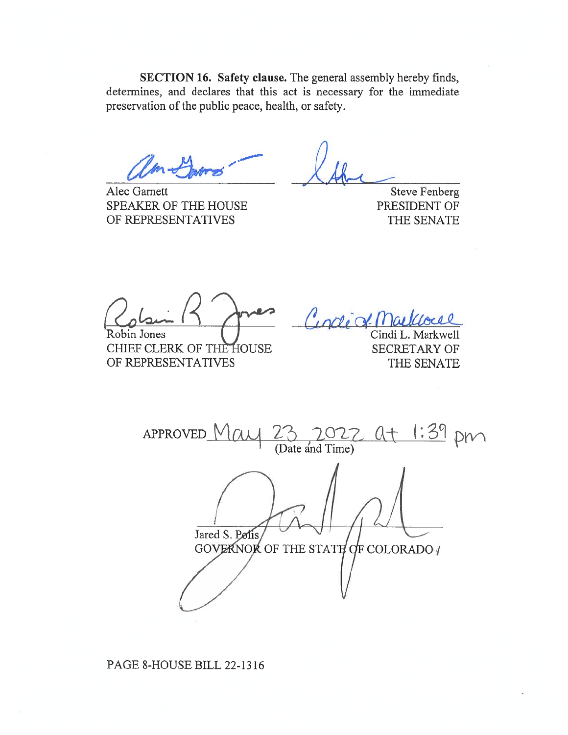**SECTION 16. Safety clause.** The general assembly hereby finds, determines, and declares that this act is necessary for the immediate preservation of the public peace, health, or safety.

Alec Garnett
SPEAKER OF THE HOUSE
OF REPRESENTATIVES

Steve Fenberg
PRESIDENT OF
THE SENATE

Robin Jones
CHIEF CLERK OF THE HOUSE
OF REPRESENTATIVES

Cindi L. Markwell
SECRETARY OF
THE SENATE

APPROVED May 23 2022 at 1:39 pm
(Date and Time)

Jared S. Polis
GOVERNOR OF THE STATE OF COLORADO

PAGE 8-HOUSE BILL 22-1316